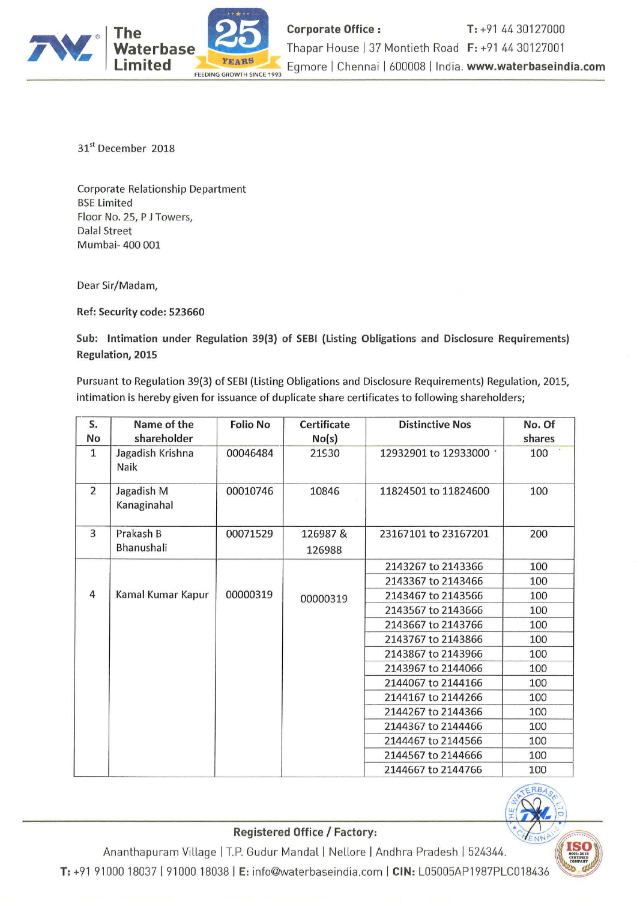The Waterbase Limited

Corporate Office : Thapar House | 37 Montieth Road Egmore | Chennai | 600008 | India. T: +91 44 30127000 F: +91 44 30127001 www.waterbaseindia.com

31st December 2018

Corporate Relationship Department
BSE Limited
Floor No. 25, P J Towers,
Dalal Street
Mumbai- 400 001

Dear Sir/Madam,

**Ref: Security code: 523660**

**Sub: Intimation under Regulation 39(3) of SEBI (Listing Obligations and Disclosure Requirements) Regulation, 2015**

Pursuant to Regulation 39(3) of SEBI (Listing Obligations and Disclosure Requirements) Regulation, 2015, intimation is hereby given for issuance of duplicate share certificates to following shareholders;

| S. No | Name of the shareholder | Folio No | Certificate No(s) | Distinctive Nos | No. Of shares |
|---|---|---|---|---|---|
| 1 | Jagadish Krishna Naik | 00046484 | 21530 | 12932901 to 12933000 | 100 |
| 2 | Jagadish M Kanaginahal | 00010746 | 10846 | 11824501 to 11824600 | 100 |
| 3 | Prakash B Bhanushali | 00071529 | 126987 & 126988 | 23167101 to 23167201 | 200 |
| 4 | Kamal Kumar Kapur | 00000319 | 00000319 | 2143267 to 2143366 | 100 |
| | | | | 2143367 to 2143466 | 100 |
| | | | | 2143467 to 2143566 | 100 |
| | | | | 2143567 to 2143666 | 100 |
| | | | | 2143667 to 2143766 | 100 |
| | | | | 2143767 to 2143866 | 100 |
| | | | | 2143867 to 2143966 | 100 |
| | | | | 2143967 to 2144066 | 100 |
| | | | | 2144067 to 2144166 | 100 |
| | | | | 2144167 to 2144266 | 100 |
| | | | | 2144267 to 2144366 | 100 |
| | | | | 2144367 to 2144466 | 100 |
| | | | | 2144467 to 2144566 | 100 |
| | | | | 2144567 to 2144666 | 100 |
| | | | | 2144667 to 2144766 | 100 |

**Registered Office / Factory:**

Ananthapuram Village | T.P. Gudur Mandal | Nellore | Andhra Pradesh | 524344.

T: +91 91000 18037 | 91000 18038 | E: info@waterbaseindia.com | CIN: L05005AP1987PLC018436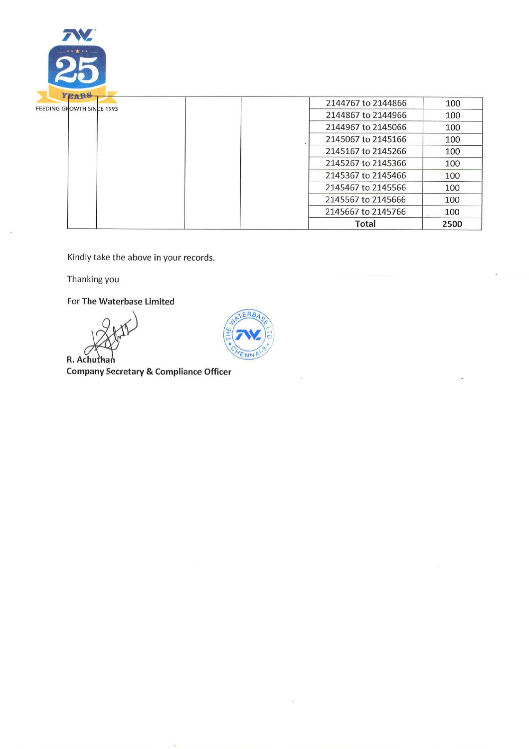| | | | | | |
|---|---|---|---|---|---|
| | | | | 2144767 to 2144866 | 100 |
| | | | | 2144867 to 2144966 | 100 |
| | | | | 2144967 to 2145066 | 100 |
| | | | | 2145067 to 2145166 | 100 |
| | | | | 2145167 to 2145266 | 100 |
| | | | | 2145267 to 2145366 | 100 |
| | | | | 2145367 to 2145466 | 100 |
| | | | | 2145467 to 2145566 | 100 |
| | | | | 2145567 to 2145666 | 100 |
| | | | | 2145667 to 2145766 | 100 |
| | | | | **Total** | **2500** |

Kindly take the above in your records.

Thanking you

For **The Waterbase Limited**

**R. Achuthan**
**Company Secretary & Compliance Officer**